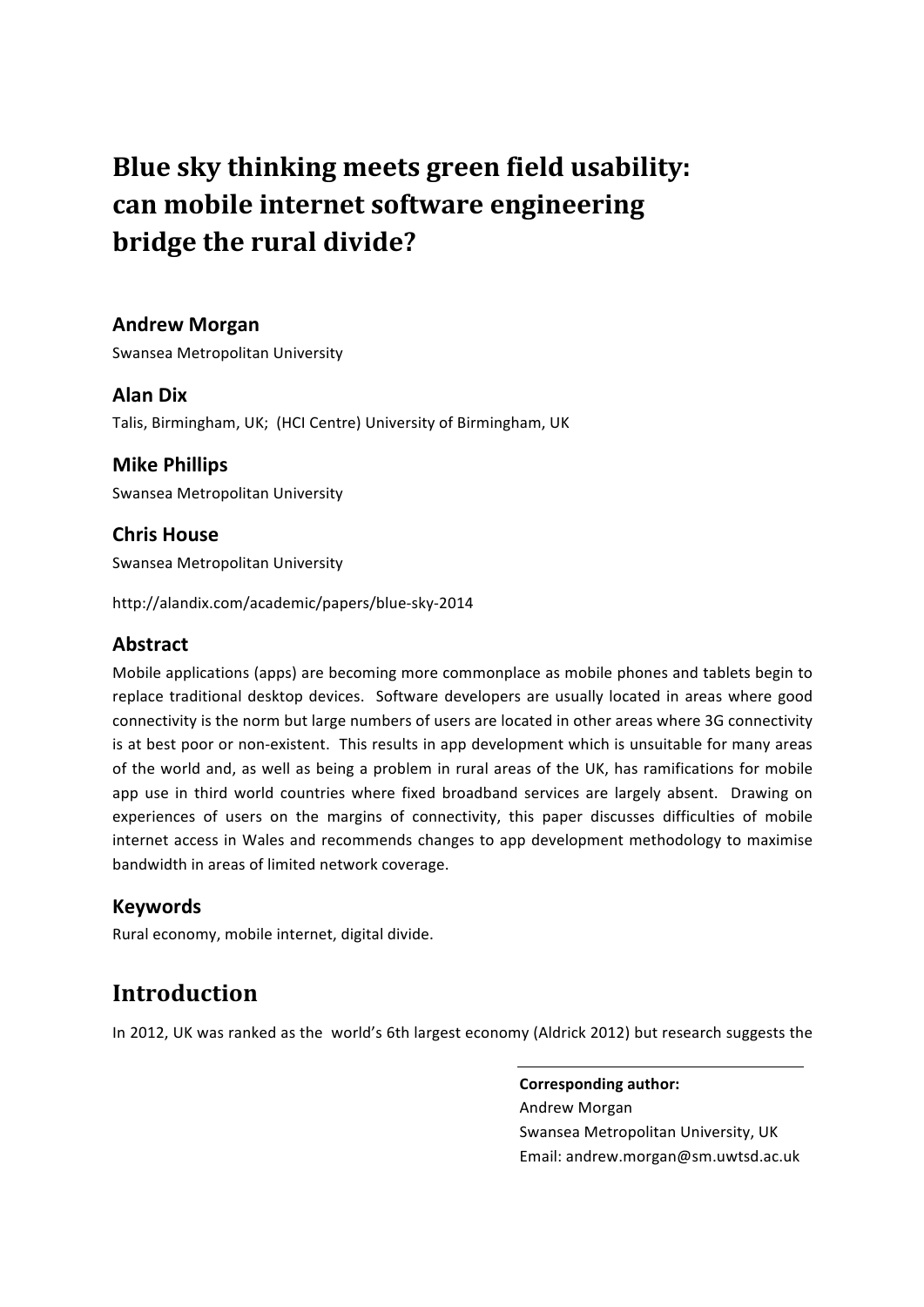# Blue sky thinking meets green field usability: can mobile internet software engineering bridge the rural divide?

**Andrew Morgan**
Swansea Metropolitan University

**Alan Dix**
Talis, Birmingham, UK; (HCI Centre) University of Birmingham, UK

**Mike Phillips**
Swansea Metropolitan University

**Chris House**
Swansea Metropolitan University

http://alandix.com/academic/papers/blue-sky-2014

## Abstract

Mobile applications (apps) are becoming more commonplace as mobile phones and tablets begin to replace traditional desktop devices. Software developers are usually located in areas where good connectivity is the norm but large numbers of users are located in other areas where 3G connectivity is at best poor or non-existent. This results in app development which is unsuitable for many areas of the world and, as well as being a problem in rural areas of the UK, has ramifications for mobile app use in third world countries where fixed broadband services are largely absent. Drawing on experiences of users on the margins of connectivity, this paper discusses difficulties of mobile internet access in Wales and recommends changes to app development methodology to maximise bandwidth in areas of limited network coverage.

## Keywords

Rural economy, mobile internet, digital divide.

# Introduction

In 2012, UK was ranked as the world's 6th largest economy (Aldrick 2012) but research suggests the

**Corresponding author:**
Andrew Morgan
Swansea Metropolitan University, UK
Email: andrew.morgan@sm.uwtsd.ac.uk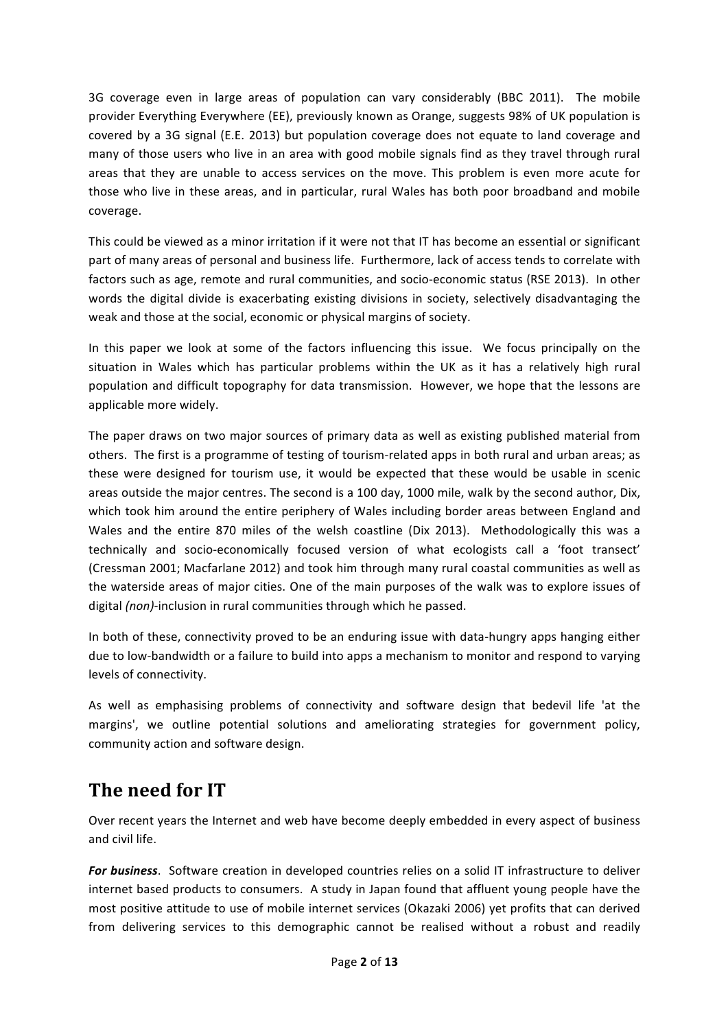3G coverage even in large areas of population can vary considerably (BBC 2011). The mobile provider Everything Everywhere (EE), previously known as Orange, suggests 98% of UK population is covered by a 3G signal (E.E. 2013) but population coverage does not equate to land coverage and many of those users who live in an area with good mobile signals find as they travel through rural areas that they are unable to access services on the move. This problem is even more acute for those who live in these areas, and in particular, rural Wales has both poor broadband and mobile coverage.

This could be viewed as a minor irritation if it were not that IT has become an essential or significant part of many areas of personal and business life. Furthermore, lack of access tends to correlate with factors such as age, remote and rural communities, and socio-economic status (RSE 2013). In other words the digital divide is exacerbating existing divisions in society, selectively disadvantaging the weak and those at the social, economic or physical margins of society.

In this paper we look at some of the factors influencing this issue. We focus principally on the situation in Wales which has particular problems within the UK as it has a relatively high rural population and difficult topography for data transmission. However, we hope that the lessons are applicable more widely.

The paper draws on two major sources of primary data as well as existing published material from others. The first is a programme of testing of tourism-related apps in both rural and urban areas; as these were designed for tourism use, it would be expected that these would be usable in scenic areas outside the major centres. The second is a 100 day, 1000 mile, walk by the second author, Dix, which took him around the entire periphery of Wales including border areas between England and Wales and the entire 870 miles of the welsh coastline (Dix 2013). Methodologically this was a technically and socio-economically focused version of what ecologists call a 'foot transect' (Cressman 2001; Macfarlane 2012) and took him through many rural coastal communities as well as the waterside areas of major cities. One of the main purposes of the walk was to explore issues of digital *(non)*-inclusion in rural communities through which he passed.

In both of these, connectivity proved to be an enduring issue with data-hungry apps hanging either due to low-bandwidth or a failure to build into apps a mechanism to monitor and respond to varying levels of connectivity.

As well as emphasising problems of connectivity and software design that bedevil life 'at the margins', we outline potential solutions and ameliorating strategies for government policy, community action and software design.

## The need for IT

Over recent years the Internet and web have become deeply embedded in every aspect of business and civil life.

***For business***. Software creation in developed countries relies on a solid IT infrastructure to deliver internet based products to consumers. A study in Japan found that affluent young people have the most positive attitude to use of mobile internet services (Okazaki 2006) yet profits that can derived from delivering services to this demographic cannot be realised without a robust and readily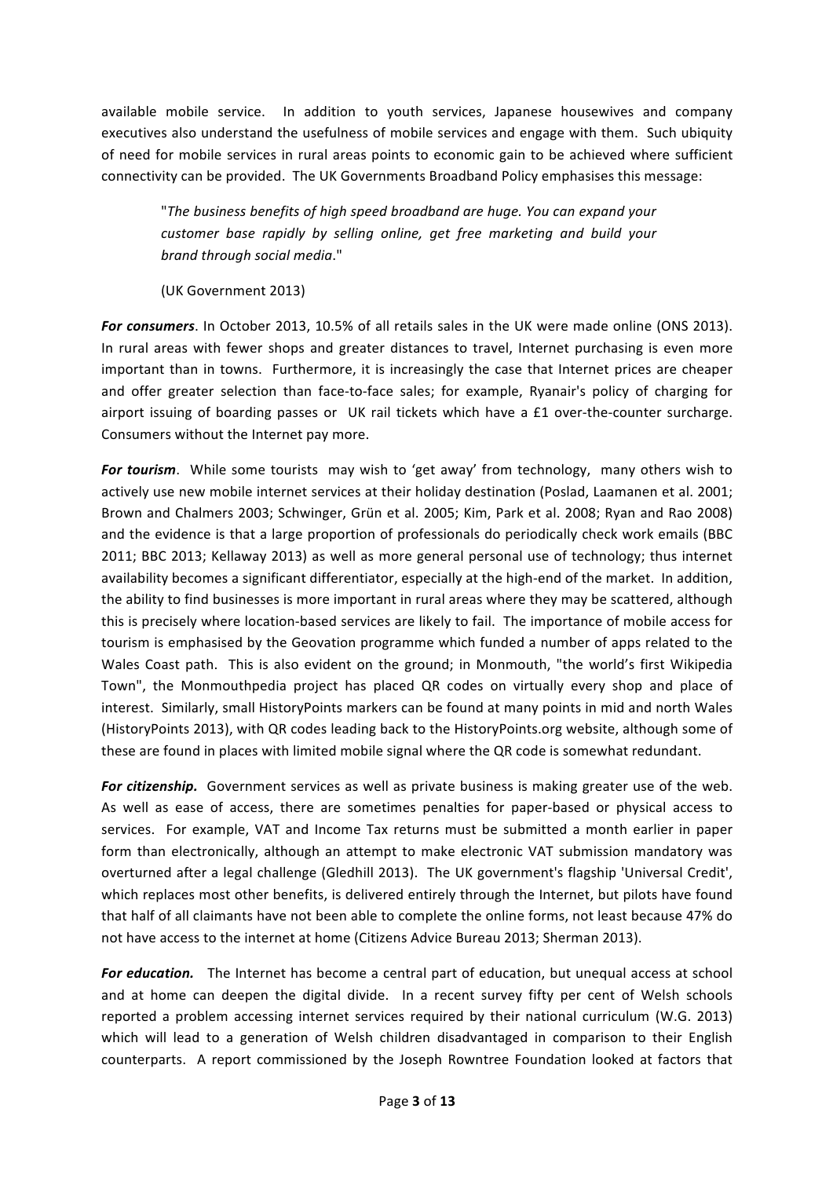available mobile service. In addition to youth services, Japanese housewives and company executives also understand the usefulness of mobile services and engage with them. Such ubiquity of need for mobile services in rural areas points to economic gain to be achieved where sufficient connectivity can be provided. The UK Governments Broadband Policy emphasises this message:

> "*The business benefits of high speed broadband are huge. You can expand your customer base rapidly by selling online, get free marketing and build your brand through social media*."
>
> (UK Government 2013)

***For consumers***. In October 2013, 10.5% of all retails sales in the UK were made online (ONS 2013). In rural areas with fewer shops and greater distances to travel, Internet purchasing is even more important than in towns. Furthermore, it is increasingly the case that Internet prices are cheaper and offer greater selection than face-to-face sales; for example, Ryanair's policy of charging for airport issuing of boarding passes or UK rail tickets which have a £1 over-the-counter surcharge. Consumers without the Internet pay more.

***For tourism***. While some tourists may wish to 'get away' from technology, many others wish to actively use new mobile internet services at their holiday destination (Poslad, Laamanen et al. 2001; Brown and Chalmers 2003; Schwinger, Grün et al. 2005; Kim, Park et al. 2008; Ryan and Rao 2008) and the evidence is that a large proportion of professionals do periodically check work emails (BBC 2011; BBC 2013; Kellaway 2013) as well as more general personal use of technology; thus internet availability becomes a significant differentiator, especially at the high-end of the market. In addition, the ability to find businesses is more important in rural areas where they may be scattered, although this is precisely where location-based services are likely to fail. The importance of mobile access for tourism is emphasised by the Geovation programme which funded a number of apps related to the Wales Coast path. This is also evident on the ground; in Monmouth, "the world's first Wikipedia Town", the Monmouthpedia project has placed QR codes on virtually every shop and place of interest. Similarly, small HistoryPoints markers can be found at many points in mid and north Wales (HistoryPoints 2013), with QR codes leading back to the HistoryPoints.org website, although some of these are found in places with limited mobile signal where the QR code is somewhat redundant.

***For citizenship.*** Government services as well as private business is making greater use of the web. As well as ease of access, there are sometimes penalties for paper-based or physical access to services. For example, VAT and Income Tax returns must be submitted a month earlier in paper form than electronically, although an attempt to make electronic VAT submission mandatory was overturned after a legal challenge (Gledhill 2013). The UK government's flagship 'Universal Credit', which replaces most other benefits, is delivered entirely through the Internet, but pilots have found that half of all claimants have not been able to complete the online forms, not least because 47% do not have access to the internet at home (Citizens Advice Bureau 2013; Sherman 2013).

***For education.*** The Internet has become a central part of education, but unequal access at school and at home can deepen the digital divide. In a recent survey fifty per cent of Welsh schools reported a problem accessing internet services required by their national curriculum (W.G. 2013) which will lead to a generation of Welsh children disadvantaged in comparison to their English counterparts. A report commissioned by the Joseph Rowntree Foundation looked at factors that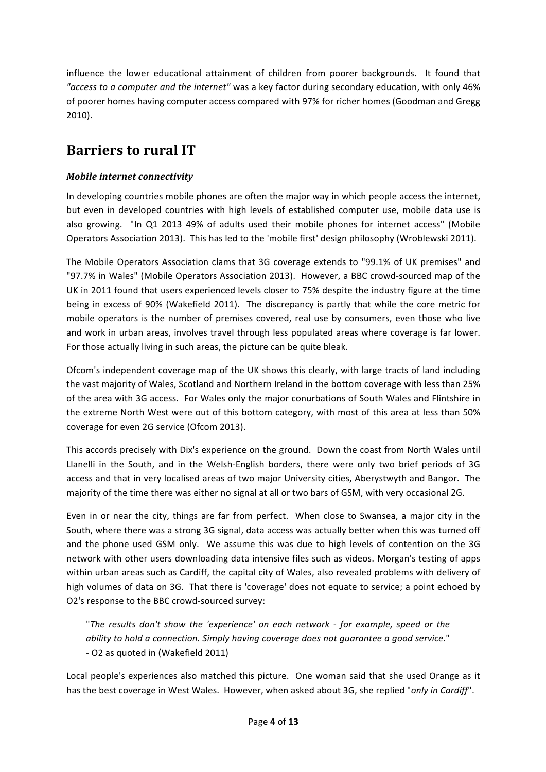influence the lower educational attainment of children from poorer backgrounds. It found that *"access to a computer and the internet"* was a key factor during secondary education, with only 46% of poorer homes having computer access compared with 97% for richer homes (Goodman and Gregg 2010).

# Barriers to rural IT

### *Mobile internet connectivity*

In developing countries mobile phones are often the major way in which people access the internet, but even in developed countries with high levels of established computer use, mobile data use is also growing. "In Q1 2013 49% of adults used their mobile phones for internet access" (Mobile Operators Association 2013). This has led to the 'mobile first' design philosophy (Wroblewski 2011).

The Mobile Operators Association clams that 3G coverage extends to "99.1% of UK premises" and "97.7% in Wales" (Mobile Operators Association 2013). However, a BBC crowd-sourced map of the UK in 2011 found that users experienced levels closer to 75% despite the industry figure at the time being in excess of 90% (Wakefield 2011). The discrepancy is partly that while the core metric for mobile operators is the number of premises covered, real use by consumers, even those who live and work in urban areas, involves travel through less populated areas where coverage is far lower. For those actually living in such areas, the picture can be quite bleak.

Ofcom's independent coverage map of the UK shows this clearly, with large tracts of land including the vast majority of Wales, Scotland and Northern Ireland in the bottom coverage with less than 25% of the area with 3G access. For Wales only the major conurbations of South Wales and Flintshire in the extreme North West were out of this bottom category, with most of this area at less than 50% coverage for even 2G service (Ofcom 2013).

This accords precisely with Dix's experience on the ground. Down the coast from North Wales until Llanelli in the South, and in the Welsh-English borders, there were only two brief periods of 3G access and that in very localised areas of two major University cities, Aberystwyth and Bangor. The majority of the time there was either no signal at all or two bars of GSM, with very occasional 2G.

Even in or near the city, things are far from perfect. When close to Swansea, a major city in the South, where there was a strong 3G signal, data access was actually better when this was turned off and the phone used GSM only. We assume this was due to high levels of contention on the 3G network with other users downloading data intensive files such as videos. Morgan's testing of apps within urban areas such as Cardiff, the capital city of Wales, also revealed problems with delivery of high volumes of data on 3G. That there is 'coverage' does not equate to service; a point echoed by O2's response to the BBC crowd-sourced survey:

> "*The results don't show the 'experience' on each network - for example, speed or the ability to hold a connection. Simply having coverage does not guarantee a good service*."
> - O2 as quoted in (Wakefield 2011)

Local people's experiences also matched this picture. One woman said that she used Orange as it has the best coverage in West Wales. However, when asked about 3G, she replied "*only in Cardiff*".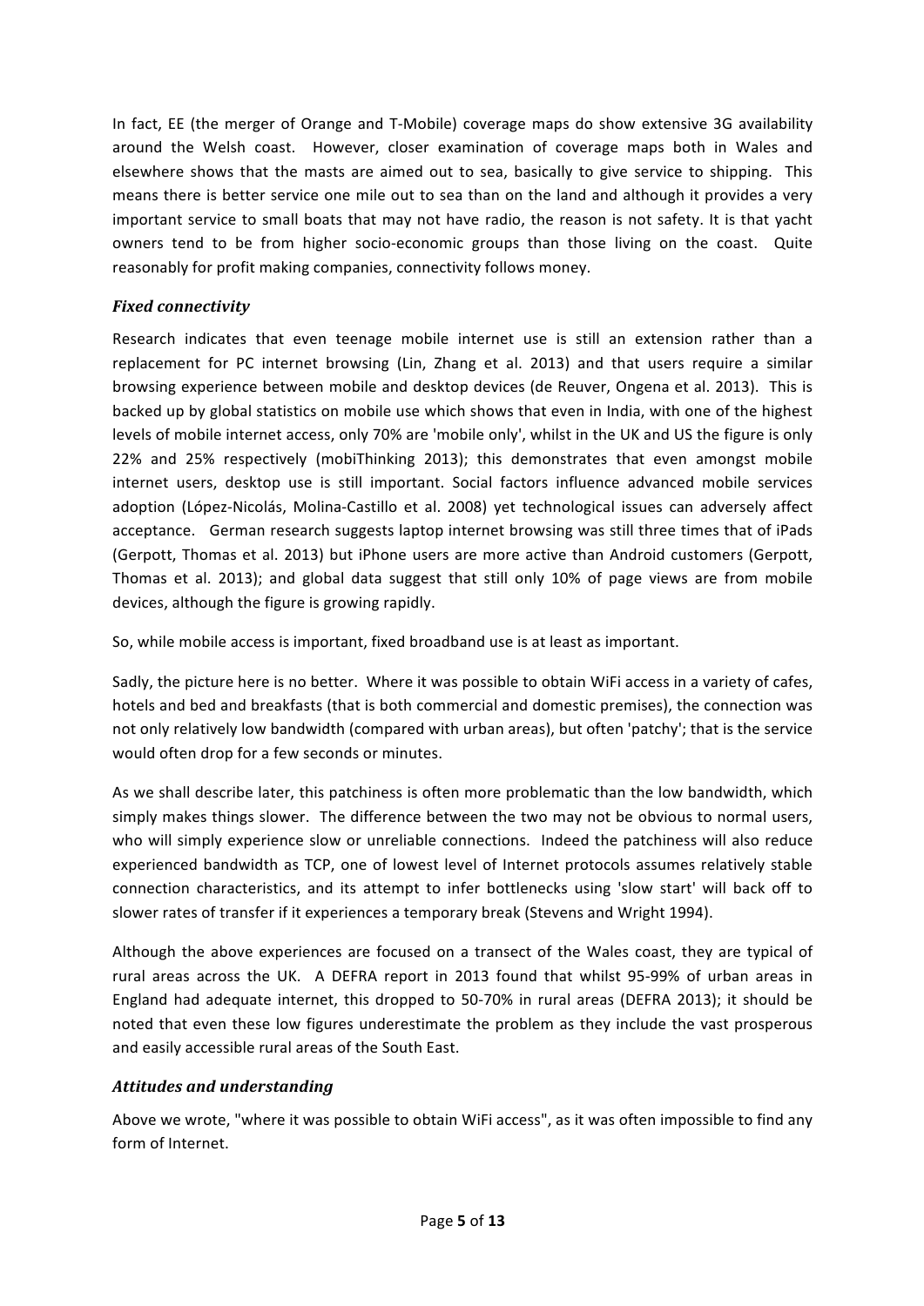In fact, EE (the merger of Orange and T-Mobile) coverage maps do show extensive 3G availability around the Welsh coast. However, closer examination of coverage maps both in Wales and elsewhere shows that the masts are aimed out to sea, basically to give service to shipping. This means there is better service one mile out to sea than on the land and although it provides a very important service to small boats that may not have radio, the reason is not safety. It is that yacht owners tend to be from higher socio-economic groups than those living on the coast. Quite reasonably for profit making companies, connectivity follows money.

### *Fixed connectivity*

Research indicates that even teenage mobile internet use is still an extension rather than a replacement for PC internet browsing (Lin, Zhang et al. 2013) and that users require a similar browsing experience between mobile and desktop devices (de Reuver, Ongena et al. 2013). This is backed up by global statistics on mobile use which shows that even in India, with one of the highest levels of mobile internet access, only 70% are 'mobile only', whilst in the UK and US the figure is only 22% and 25% respectively (mobiThinking 2013); this demonstrates that even amongst mobile internet users, desktop use is still important. Social factors influence advanced mobile services adoption (López-Nicolás, Molina-Castillo et al. 2008) yet technological issues can adversely affect acceptance. German research suggests laptop internet browsing was still three times that of iPads (Gerpott, Thomas et al. 2013) but iPhone users are more active than Android customers (Gerpott, Thomas et al. 2013); and global data suggest that still only 10% of page views are from mobile devices, although the figure is growing rapidly.

So, while mobile access is important, fixed broadband use is at least as important.

Sadly, the picture here is no better. Where it was possible to obtain WiFi access in a variety of cafes, hotels and bed and breakfasts (that is both commercial and domestic premises), the connection was not only relatively low bandwidth (compared with urban areas), but often 'patchy'; that is the service would often drop for a few seconds or minutes.

As we shall describe later, this patchiness is often more problematic than the low bandwidth, which simply makes things slower. The difference between the two may not be obvious to normal users, who will simply experience slow or unreliable connections. Indeed the patchiness will also reduce experienced bandwidth as TCP, one of lowest level of Internet protocols assumes relatively stable connection characteristics, and its attempt to infer bottlenecks using 'slow start' will back off to slower rates of transfer if it experiences a temporary break (Stevens and Wright 1994).

Although the above experiences are focused on a transect of the Wales coast, they are typical of rural areas across the UK. A DEFRA report in 2013 found that whilst 95-99% of urban areas in England had adequate internet, this dropped to 50-70% in rural areas (DEFRA 2013); it should be noted that even these low figures underestimate the problem as they include the vast prosperous and easily accessible rural areas of the South East.

### *Attitudes and understanding*

Above we wrote, "where it was possible to obtain WiFi access", as it was often impossible to find any form of Internet.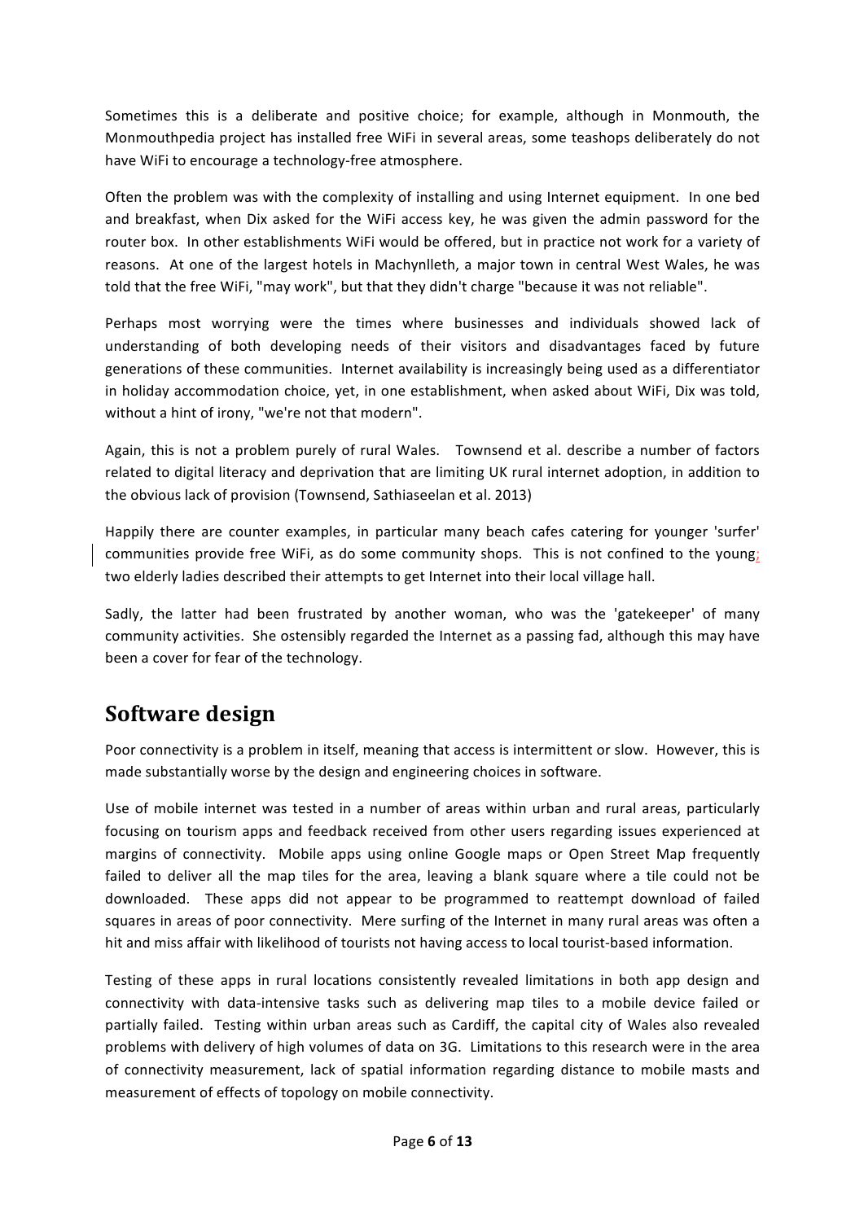Sometimes this is a deliberate and positive choice; for example, although in Monmouth, the Monmouthpedia project has installed free WiFi in several areas, some teashops deliberately do not have WiFi to encourage a technology-free atmosphere.

Often the problem was with the complexity of installing and using Internet equipment. In one bed and breakfast, when Dix asked for the WiFi access key, he was given the admin password for the router box. In other establishments WiFi would be offered, but in practice not work for a variety of reasons. At one of the largest hotels in Machynlleth, a major town in central West Wales, he was told that the free WiFi, "may work", but that they didn't charge "because it was not reliable".

Perhaps most worrying were the times where businesses and individuals showed lack of understanding of both developing needs of their visitors and disadvantages faced by future generations of these communities. Internet availability is increasingly being used as a differentiator in holiday accommodation choice, yet, in one establishment, when asked about WiFi, Dix was told, without a hint of irony, "we're not that modern".

Again, this is not a problem purely of rural Wales. Townsend et al. describe a number of factors related to digital literacy and deprivation that are limiting UK rural internet adoption, in addition to the obvious lack of provision (Townsend, Sathiaseelan et al. 2013)

Happily there are counter examples, in particular many beach cafes catering for younger 'surfer' communities provide free WiFi, as do some community shops. This is not confined to the young; two elderly ladies described their attempts to get Internet into their local village hall.

Sadly, the latter had been frustrated by another woman, who was the 'gatekeeper' of many community activities. She ostensibly regarded the Internet as a passing fad, although this may have been a cover for fear of the technology.

## Software design

Poor connectivity is a problem in itself, meaning that access is intermittent or slow. However, this is made substantially worse by the design and engineering choices in software.

Use of mobile internet was tested in a number of areas within urban and rural areas, particularly focusing on tourism apps and feedback received from other users regarding issues experienced at margins of connectivity. Mobile apps using online Google maps or Open Street Map frequently failed to deliver all the map tiles for the area, leaving a blank square where a tile could not be downloaded. These apps did not appear to be programmed to reattempt download of failed squares in areas of poor connectivity. Mere surfing of the Internet in many rural areas was often a hit and miss affair with likelihood of tourists not having access to local tourist-based information.

Testing of these apps in rural locations consistently revealed limitations in both app design and connectivity with data-intensive tasks such as delivering map tiles to a mobile device failed or partially failed. Testing within urban areas such as Cardiff, the capital city of Wales also revealed problems with delivery of high volumes of data on 3G. Limitations to this research were in the area of connectivity measurement, lack of spatial information regarding distance to mobile masts and measurement of effects of topology on mobile connectivity.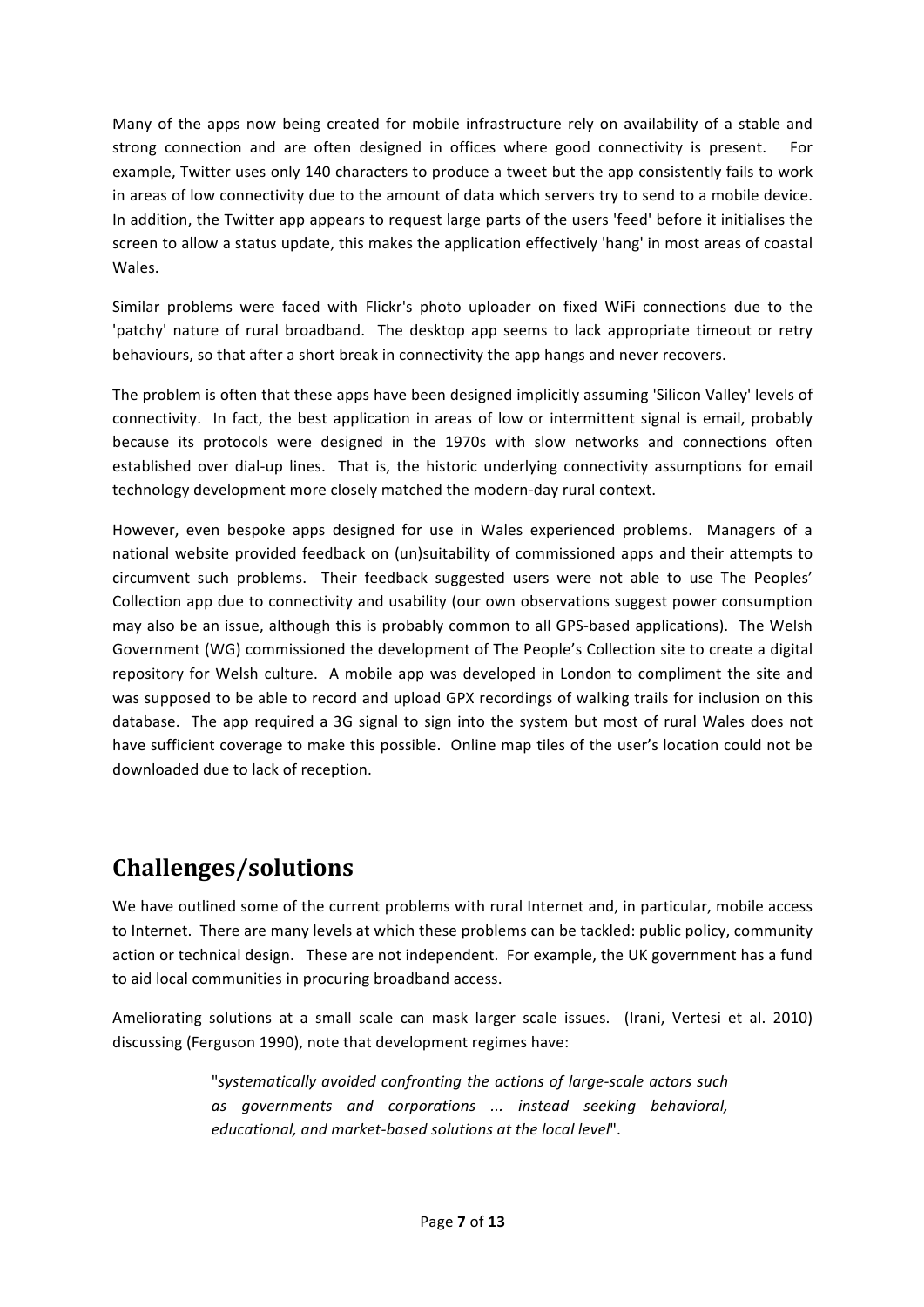Many of the apps now being created for mobile infrastructure rely on availability of a stable and strong connection and are often designed in offices where good connectivity is present. For example, Twitter uses only 140 characters to produce a tweet but the app consistently fails to work in areas of low connectivity due to the amount of data which servers try to send to a mobile device. In addition, the Twitter app appears to request large parts of the users 'feed' before it initialises the screen to allow a status update, this makes the application effectively 'hang' in most areas of coastal Wales.

Similar problems were faced with Flickr's photo uploader on fixed WiFi connections due to the 'patchy' nature of rural broadband. The desktop app seems to lack appropriate timeout or retry behaviours, so that after a short break in connectivity the app hangs and never recovers.

The problem is often that these apps have been designed implicitly assuming 'Silicon Valley' levels of connectivity. In fact, the best application in areas of low or intermittent signal is email, probably because its protocols were designed in the 1970s with slow networks and connections often established over dial-up lines. That is, the historic underlying connectivity assumptions for email technology development more closely matched the modern-day rural context.

However, even bespoke apps designed for use in Wales experienced problems. Managers of a national website provided feedback on (un)suitability of commissioned apps and their attempts to circumvent such problems. Their feedback suggested users were not able to use The Peoples' Collection app due to connectivity and usability (our own observations suggest power consumption may also be an issue, although this is probably common to all GPS-based applications). The Welsh Government (WG) commissioned the development of The People's Collection site to create a digital repository for Welsh culture. A mobile app was developed in London to compliment the site and was supposed to be able to record and upload GPX recordings of walking trails for inclusion on this database. The app required a 3G signal to sign into the system but most of rural Wales does not have sufficient coverage to make this possible. Online map tiles of the user's location could not be downloaded due to lack of reception.

## Challenges/solutions

We have outlined some of the current problems with rural Internet and, in particular, mobile access to Internet. There are many levels at which these problems can be tackled: public policy, community action or technical design. These are not independent. For example, the UK government has a fund to aid local communities in procuring broadband access.

Ameliorating solutions at a small scale can mask larger scale issues. (Irani, Vertesi et al. 2010) discussing (Ferguson 1990), note that development regimes have:

> "*systematically avoided confronting the actions of large-scale actors such as governments and corporations ... instead seeking behavioral, educational, and market-based solutions at the local level*".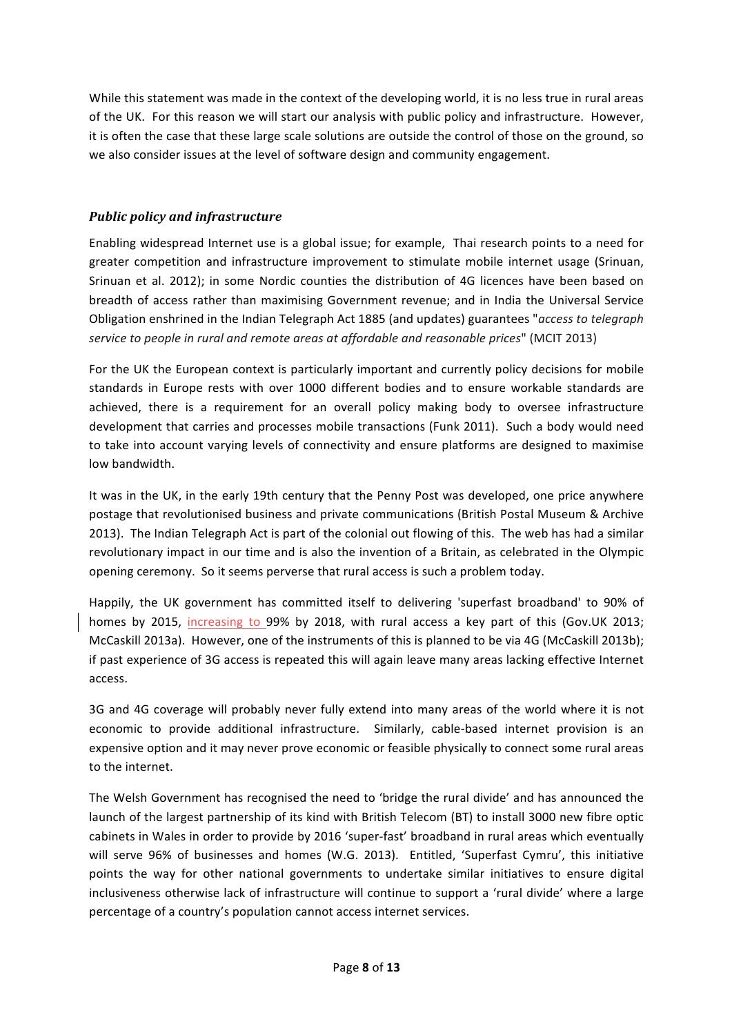While this statement was made in the context of the developing world, it is no less true in rural areas of the UK. For this reason we will start our analysis with public policy and infrastructure. However, it is often the case that these large scale solutions are outside the control of those on the ground, so we also consider issues at the level of software design and community engagement.

### *Public policy and infrastructure*

Enabling widespread Internet use is a global issue; for example, Thai research points to a need for greater competition and infrastructure improvement to stimulate mobile internet usage (Srinuan, Srinuan et al. 2012); in some Nordic counties the distribution of 4G licences have been based on breadth of access rather than maximising Government revenue; and in India the Universal Service Obligation enshrined in the Indian Telegraph Act 1885 (and updates) guarantees "*access to telegraph service to people in rural and remote areas at affordable and reasonable prices*" (MCIT 2013)

For the UK the European context is particularly important and currently policy decisions for mobile standards in Europe rests with over 1000 different bodies and to ensure workable standards are achieved, there is a requirement for an overall policy making body to oversee infrastructure development that carries and processes mobile transactions (Funk 2011). Such a body would need to take into account varying levels of connectivity and ensure platforms are designed to maximise low bandwidth.

It was in the UK, in the early 19th century that the Penny Post was developed, one price anywhere postage that revolutionised business and private communications (British Postal Museum & Archive 2013). The Indian Telegraph Act is part of the colonial out flowing of this. The web has had a similar revolutionary impact in our time and is also the invention of a Britain, as celebrated in the Olympic opening ceremony. So it seems perverse that rural access is such a problem today.

Happily, the UK government has committed itself to delivering 'superfast broadband' to 90% of homes by 2015, increasing to 99% by 2018, with rural access a key part of this (Gov.UK 2013; McCaskill 2013a). However, one of the instruments of this is planned to be via 4G (McCaskill 2013b); if past experience of 3G access is repeated this will again leave many areas lacking effective Internet access.

3G and 4G coverage will probably never fully extend into many areas of the world where it is not economic to provide additional infrastructure. Similarly, cable-based internet provision is an expensive option and it may never prove economic or feasible physically to connect some rural areas to the internet.

The Welsh Government has recognised the need to 'bridge the rural divide' and has announced the launch of the largest partnership of its kind with British Telecom (BT) to install 3000 new fibre optic cabinets in Wales in order to provide by 2016 'super-fast' broadband in rural areas which eventually will serve 96% of businesses and homes (W.G. 2013). Entitled, 'Superfast Cymru', this initiative points the way for other national governments to undertake similar initiatives to ensure digital inclusiveness otherwise lack of infrastructure will continue to support a 'rural divide' where a large percentage of a country's population cannot access internet services.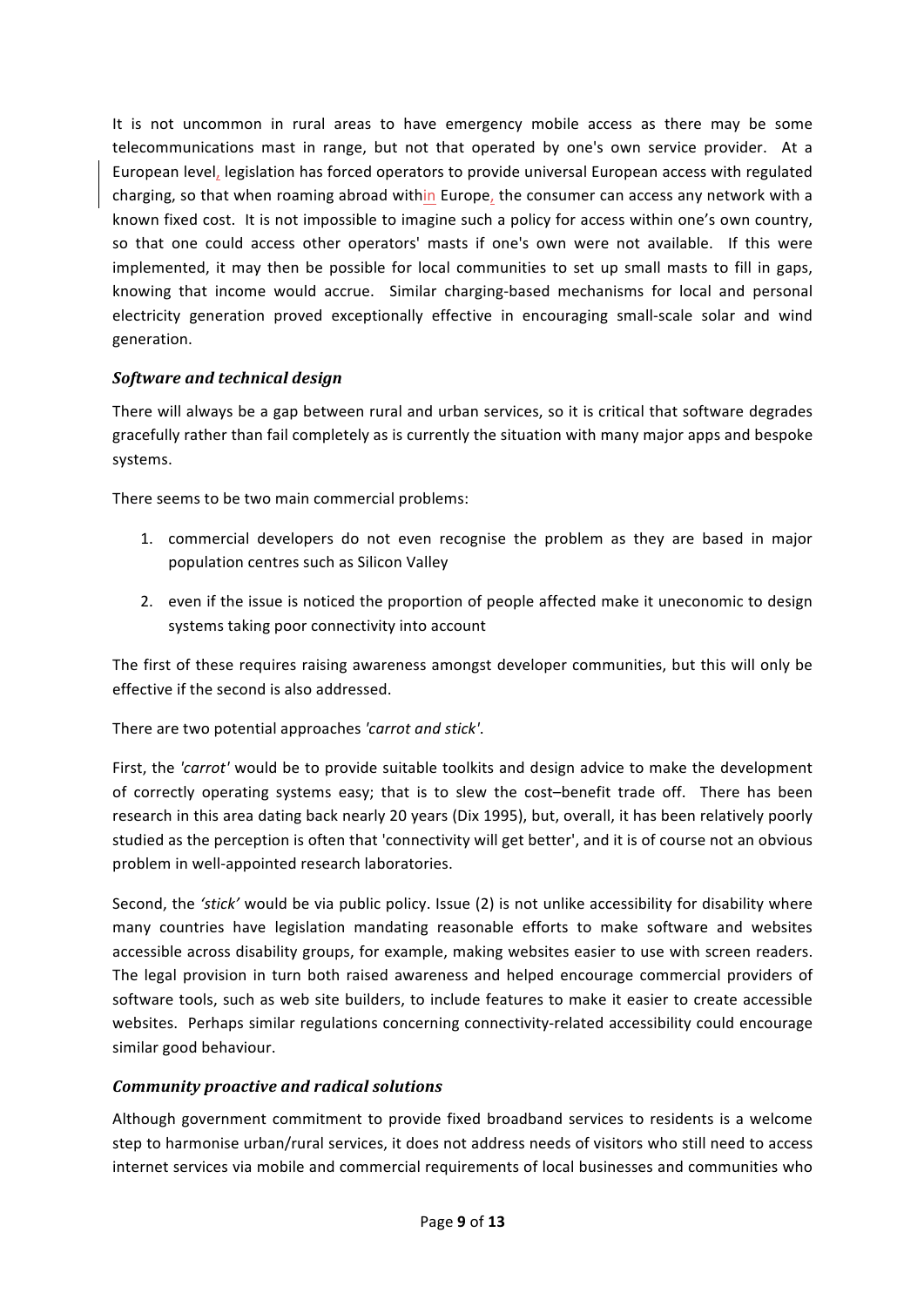It is not uncommon in rural areas to have emergency mobile access as there may be some telecommunications mast in range, but not that operated by one's own service provider. At a European level, legislation has forced operators to provide universal European access with regulated charging, so that when roaming abroad within Europe, the consumer can access any network with a known fixed cost. It is not impossible to imagine such a policy for access within one's own country, so that one could access other operators' masts if one's own were not available. If this were implemented, it may then be possible for local communities to set up small masts to fill in gaps, knowing that income would accrue. Similar charging-based mechanisms for local and personal electricity generation proved exceptionally effective in encouraging small-scale solar and wind generation.

### *Software and technical design*

There will always be a gap between rural and urban services, so it is critical that software degrades gracefully rather than fail completely as is currently the situation with many major apps and bespoke systems.

There seems to be two main commercial problems:

1. commercial developers do not even recognise the problem as they are based in major population centres such as Silicon Valley
2. even if the issue is noticed the proportion of people affected make it uneconomic to design systems taking poor connectivity into account

The first of these requires raising awareness amongst developer communities, but this will only be effective if the second is also addressed.

There are two potential approaches *'carrot and stick'*.

First, the *'carrot'* would be to provide suitable toolkits and design advice to make the development of correctly operating systems easy; that is to slew the cost–benefit trade off. There has been research in this area dating back nearly 20 years (Dix 1995), but, overall, it has been relatively poorly studied as the perception is often that 'connectivity will get better', and it is of course not an obvious problem in well-appointed research laboratories.

Second, the *'stick'* would be via public policy. Issue (2) is not unlike accessibility for disability where many countries have legislation mandating reasonable efforts to make software and websites accessible across disability groups, for example, making websites easier to use with screen readers. The legal provision in turn both raised awareness and helped encourage commercial providers of software tools, such as web site builders, to include features to make it easier to create accessible websites. Perhaps similar regulations concerning connectivity-related accessibility could encourage similar good behaviour.

### *Community proactive and radical solutions*

Although government commitment to provide fixed broadband services to residents is a welcome step to harmonise urban/rural services, it does not address needs of visitors who still need to access internet services via mobile and commercial requirements of local businesses and communities who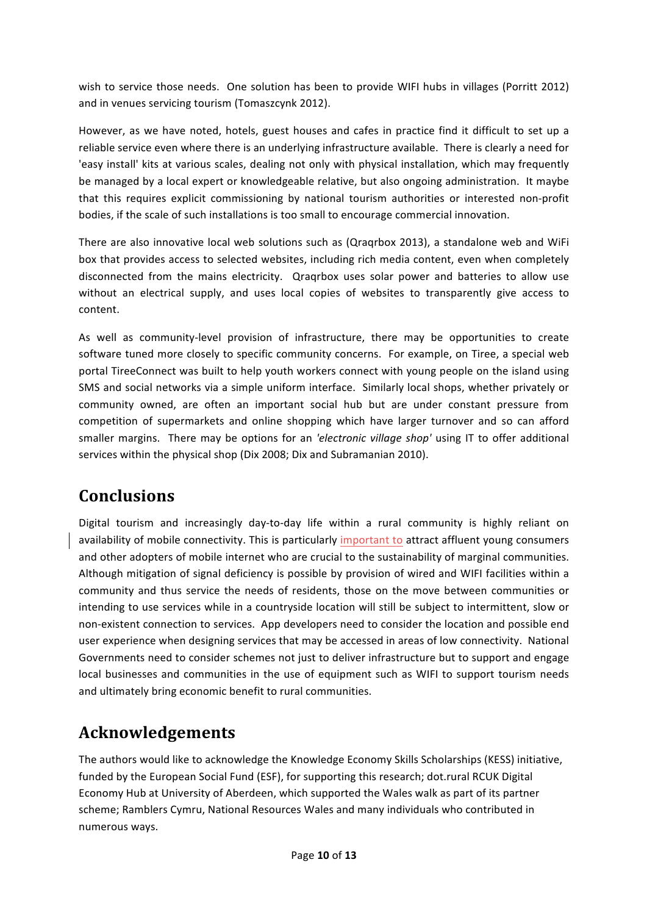wish to service those needs. One solution has been to provide WIFI hubs in villages (Porritt 2012) and in venues servicing tourism (Tomaszcynk 2012).

However, as we have noted, hotels, guest houses and cafes in practice find it difficult to set up a reliable service even where there is an underlying infrastructure available. There is clearly a need for 'easy install' kits at various scales, dealing not only with physical installation, which may frequently be managed by a local expert or knowledgeable relative, but also ongoing administration. It maybe that this requires explicit commissioning by national tourism authorities or interested non-profit bodies, if the scale of such installations is too small to encourage commercial innovation.

There are also innovative local web solutions such as (Qraqrbox 2013), a standalone web and WiFi box that provides access to selected websites, including rich media content, even when completely disconnected from the mains electricity. Qraqrbox uses solar power and batteries to allow use without an electrical supply, and uses local copies of websites to transparently give access to content.

As well as community-level provision of infrastructure, there may be opportunities to create software tuned more closely to specific community concerns. For example, on Tiree, a special web portal TireeConnect was built to help youth workers connect with young people on the island using SMS and social networks via a simple uniform interface. Similarly local shops, whether privately or community owned, are often an important social hub but are under constant pressure from competition of supermarkets and online shopping which have larger turnover and so can afford smaller margins. There may be options for an *'electronic village shop'* using IT to offer additional services within the physical shop (Dix 2008; Dix and Subramanian 2010).

## Conclusions

Digital tourism and increasingly day-to-day life within a rural community is highly reliant on availability of mobile connectivity. This is particularly important to attract affluent young consumers and other adopters of mobile internet who are crucial to the sustainability of marginal communities. Although mitigation of signal deficiency is possible by provision of wired and WIFI facilities within a community and thus service the needs of residents, those on the move between communities or intending to use services while in a countryside location will still be subject to intermittent, slow or non-existent connection to services. App developers need to consider the location and possible end user experience when designing services that may be accessed in areas of low connectivity. National Governments need to consider schemes not just to deliver infrastructure but to support and engage local businesses and communities in the use of equipment such as WIFI to support tourism needs and ultimately bring economic benefit to rural communities.

## Acknowledgements

The authors would like to acknowledge the Knowledge Economy Skills Scholarships (KESS) initiative, funded by the European Social Fund (ESF), for supporting this research; dot.rural RCUK Digital Economy Hub at University of Aberdeen, which supported the Wales walk as part of its partner scheme; Ramblers Cymru, National Resources Wales and many individuals who contributed in numerous ways.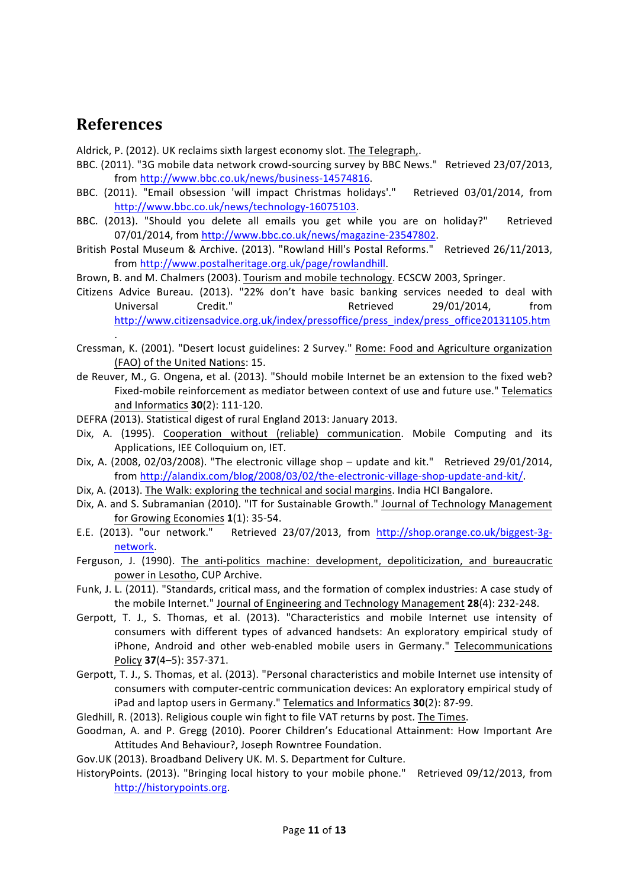# References

Aldrick, P. (2012). UK reclaims sixth largest economy slot. The Telegraph,.

BBC. (2011). "3G mobile data network crowd-sourcing survey by BBC News." Retrieved 23/07/2013, from http://www.bbc.co.uk/news/business-14574816.

BBC. (2011). "Email obsession 'will impact Christmas holidays'." Retrieved 03/01/2014, from http://www.bbc.co.uk/news/technology-16075103.

BBC. (2013). "Should you delete all emails you get while you are on holiday?" Retrieved 07/01/2014, from http://www.bbc.co.uk/news/magazine-23547802.

British Postal Museum & Archive. (2013). "Rowland Hill's Postal Reforms." Retrieved 26/11/2013, from http://www.postalheritage.org.uk/page/rowlandhill.

Brown, B. and M. Chalmers (2003). Tourism and mobile technology. ECSCW 2003, Springer.

Citizens Advice Bureau. (2013). "22% don't have basic banking services needed to deal with Universal Credit." Retrieved 29/01/2014, from http://www.citizensadvice.org.uk/index/pressoffice/press_index/press_office20131105.htm.

Cressman, K. (2001). "Desert locust guidelines: 2 Survey." Rome: Food and Agriculture organization (FAO) of the United Nations: 15.

de Reuver, M., G. Ongena, et al. (2013). "Should mobile Internet be an extension to the fixed web? Fixed-mobile reinforcement as mediator between context of use and future use." Telematics and Informatics **30**(2): 111-120.

DEFRA (2013). Statistical digest of rural England 2013: January 2013.

Dix, A. (1995). Cooperation without (reliable) communication. Mobile Computing and its Applications, IEE Colloquium on, IET.

Dix, A. (2008, 02/03/2008). "The electronic village shop – update and kit." Retrieved 29/01/2014, from http://alandix.com/blog/2008/03/02/the-electronic-village-shop-update-and-kit/.

Dix, A. (2013). The Walk: exploring the technical and social margins. India HCI Bangalore.

Dix, A. and S. Subramanian (2010). "IT for Sustainable Growth." Journal of Technology Management for Growing Economies **1**(1): 35-54.

E.E. (2013). "our network." Retrieved 23/07/2013, from http://shop.orange.co.uk/biggest-3g-network.

Ferguson, J. (1990). The anti-politics machine: development, depoliticization, and bureaucratic power in Lesotho, CUP Archive.

Funk, J. L. (2011). "Standards, critical mass, and the formation of complex industries: A case study of the mobile Internet." Journal of Engineering and Technology Management **28**(4): 232-248.

Gerpott, T. J., S. Thomas, et al. (2013). "Characteristics and mobile Internet use intensity of consumers with different types of advanced handsets: An exploratory empirical study of iPhone, Android and other web-enabled mobile users in Germany." Telecommunications Policy **37**(4–5): 357-371.

Gerpott, T. J., S. Thomas, et al. (2013). "Personal characteristics and mobile Internet use intensity of consumers with computer-centric communication devices: An exploratory empirical study of iPad and laptop users in Germany." Telematics and Informatics **30**(2): 87-99.

Gledhill, R. (2013). Religious couple win fight to file VAT returns by post. The Times.

Goodman, A. and P. Gregg (2010). Poorer Children's Educational Attainment: How Important Are Attitudes And Behaviour?, Joseph Rowntree Foundation.

Gov.UK (2013). Broadband Delivery UK. M. S. Department for Culture.

HistoryPoints. (2013). "Bringing local history to your mobile phone." Retrieved 09/12/2013, from http://historypoints.org.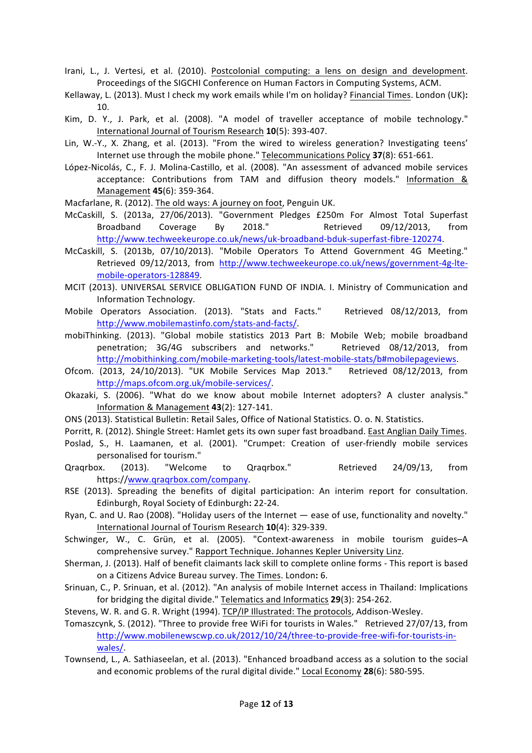Irani, L., J. Vertesi, et al. (2010). Postcolonial computing: a lens on design and development. Proceedings of the SIGCHI Conference on Human Factors in Computing Systems, ACM.

Kellaway, L. (2013). Must I check my work emails while I'm on holiday? Financial Times. London (UK): 10.

Kim, D. Y., J. Park, et al. (2008). "A model of traveller acceptance of mobile technology." International Journal of Tourism Research **10**(5): 393-407.

Lin, W.-Y., X. Zhang, et al. (2013). "From the wired to wireless generation? Investigating teens' Internet use through the mobile phone." Telecommunications Policy **37**(8): 651-661.

López-Nicolás, C., F. J. Molina-Castillo, et al. (2008). "An assessment of advanced mobile services acceptance: Contributions from TAM and diffusion theory models." Information & Management **45**(6): 359-364.

Macfarlane, R. (2012). The old ways: A journey on foot, Penguin UK.

McCaskill, S. (2013a, 27/06/2013). "Government Pledges £250m For Almost Total Superfast Broadband Coverage By 2018." Retrieved 09/12/2013, from http://www.techweekeurope.co.uk/news/uk-broadband-bduk-superfast-fibre-120274.

McCaskill, S. (2013b, 07/10/2013). "Mobile Operators To Attend Government 4G Meeting." Retrieved 09/12/2013, from http://www.techweekeurope.co.uk/news/government-4g-lte-mobile-operators-128849.

MCIT (2013). UNIVERSAL SERVICE OBLIGATION FUND OF INDIA. I. Ministry of Communication and Information Technology.

Mobile Operators Association. (2013). "Stats and Facts." Retrieved 08/12/2013, from http://www.mobilemastinfo.com/stats-and-facts/.

mobiThinking. (2013). "Global mobile statistics 2013 Part B: Mobile Web; mobile broadband penetration; 3G/4G subscribers and networks." Retrieved 08/12/2013, from http://mobithinking.com/mobile-marketing-tools/latest-mobile-stats/b#mobilepageviews.

Ofcom. (2013, 24/10/2013). "UK Mobile Services Map 2013." Retrieved 08/12/2013, from http://maps.ofcom.org.uk/mobile-services/.

Okazaki, S. (2006). "What do we know about mobile Internet adopters? A cluster analysis." Information & Management **43**(2): 127-141.

ONS (2013). Statistical Bulletin: Retail Sales, Office of National Statistics. O. o. N. Statistics.

Porritt, R. (2012). Shingle Street: Hamlet gets its own super fast broadband. East Anglian Daily Times.

Poslad, S., H. Laamanen, et al. (2001). "Crumpet: Creation of user-friendly mobile services personalised for tourism."

Qraqrbox. (2013). "Welcome to Qraqrbox." Retrieved 24/09/13, from https://www.qraqrbox.com/company.

RSE (2013). Spreading the benefits of digital participation: An interim report for consultation. Edinburgh, Royal Society of Edinburgh: 22-24.

Ryan, C. and U. Rao (2008). "Holiday users of the Internet — ease of use, functionality and novelty." International Journal of Tourism Research **10**(4): 329-339.

Schwinger, W., C. Grün, et al. (2005). "Context-awareness in mobile tourism guides–A comprehensive survey." Rapport Technique. Johannes Kepler University Linz.

Sherman, J. (2013). Half of benefit claimants lack skill to complete online forms - This report is based on a Citizens Advice Bureau survey. The Times. London: 6.

Srinuan, C., P. Srinuan, et al. (2012). "An analysis of mobile Internet access in Thailand: Implications for bridging the digital divide." Telematics and Informatics **29**(3): 254-262.

Stevens, W. R. and G. R. Wright (1994). TCP/IP Illustrated: The protocols, Addison-Wesley.

Tomaszcynk, S. (2012). "Three to provide free WiFi for tourists in Wales." Retrieved 27/07/13, from http://www.mobilenewscwp.co.uk/2012/10/24/three-to-provide-free-wifi-for-tourists-in-wales/.

Townsend, L., A. Sathiaseelan, et al. (2013). "Enhanced broadband access as a solution to the social and economic problems of the rural digital divide." Local Economy **28**(6): 580-595.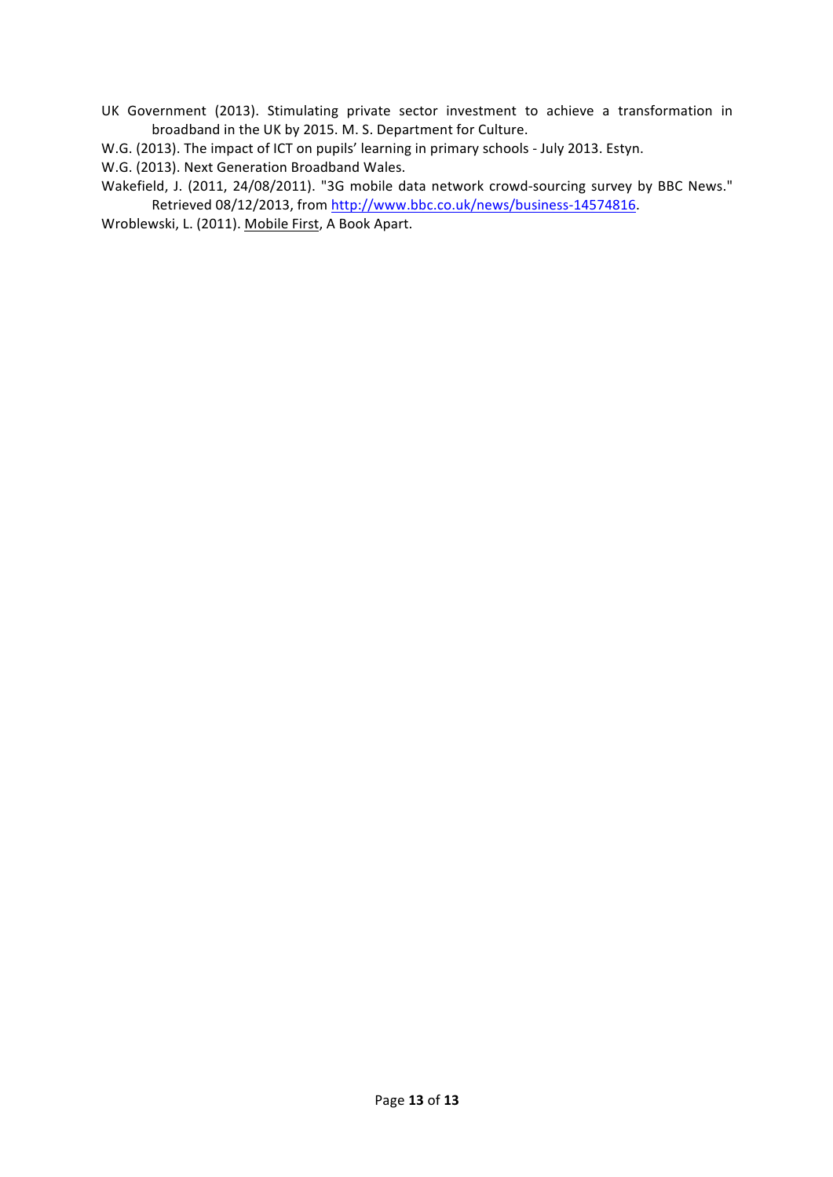UK Government (2013). Stimulating private sector investment to achieve a transformation in broadband in the UK by 2015. M. S. Department for Culture.

W.G. (2013). The impact of ICT on pupils' learning in primary schools - July 2013. Estyn.

W.G. (2013). Next Generation Broadband Wales.

Wakefield, J. (2011, 24/08/2011). "3G mobile data network crowd-sourcing survey by BBC News." Retrieved 08/12/2013, from http://www.bbc.co.uk/news/business-14574816.

Wroblewski, L. (2011). Mobile First, A Book Apart.